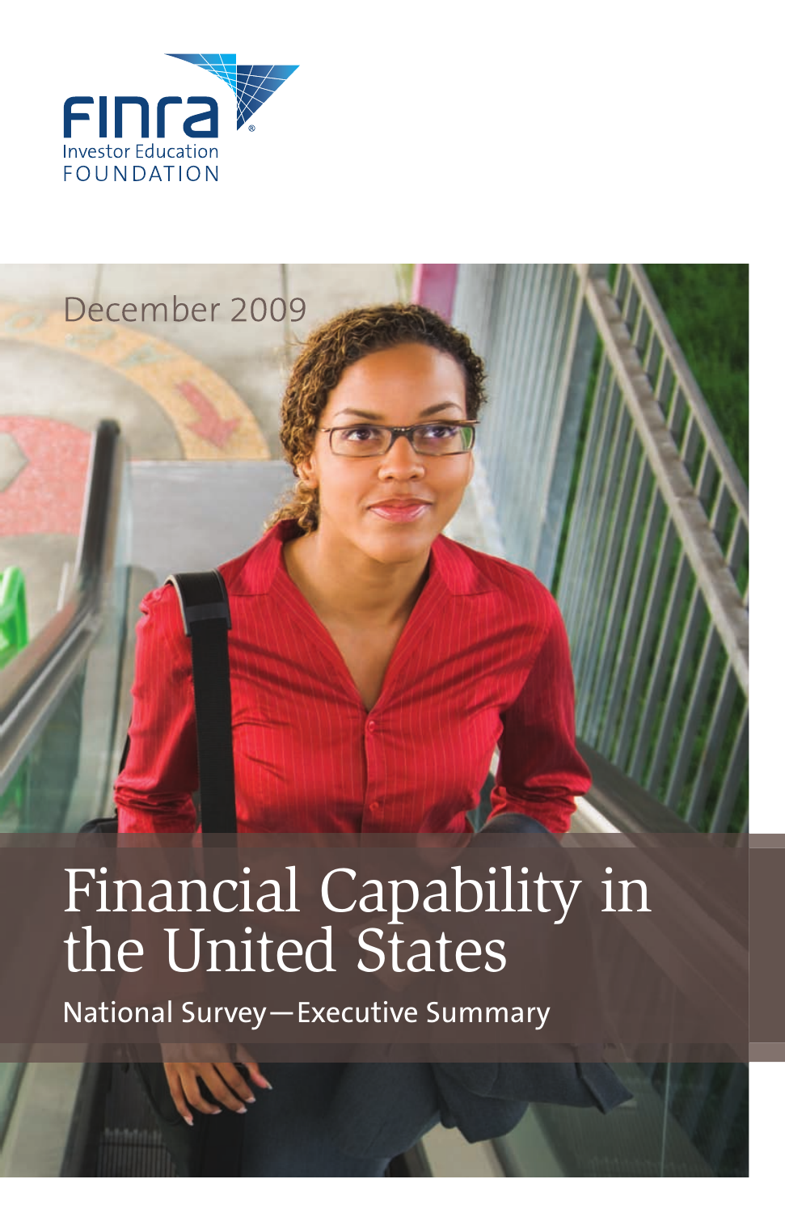FINRA Investor Education FOUNDATION

December 2009

# Financial Capability in the United States

## National Survey—Executive Summary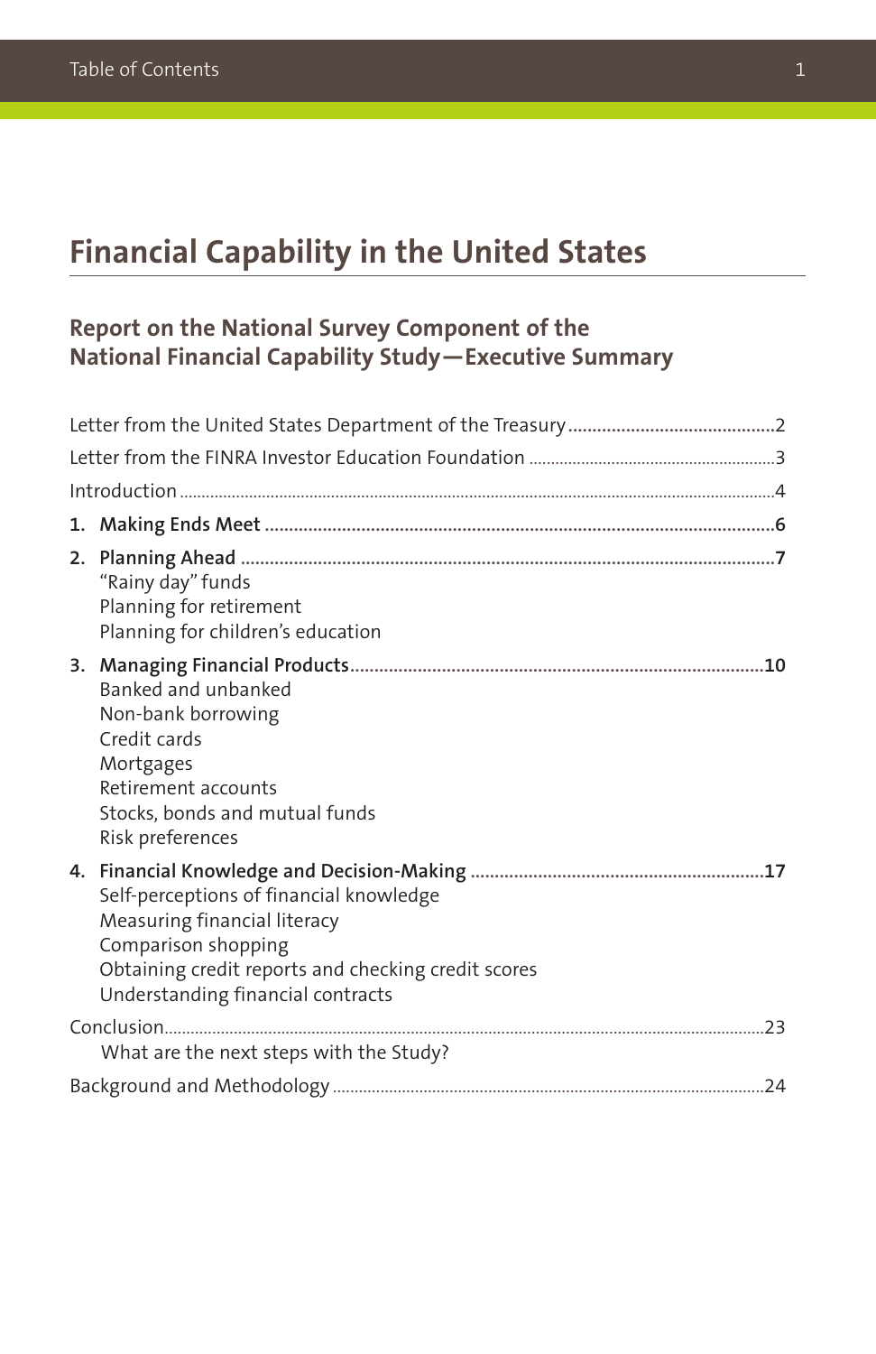# Financial Capability in the United States

## Report on the National Survey Component of the National Financial Capability Study—Executive Summary

Letter from the United States Department of the Treasury ....................................2

Letter from the FINRA Investor Education Foundation ....................................3

Introduction ....................................4

1. **Making Ends Meet** ....................................**6**
2. **Planning Ahead** ....................................**7**
   - "Rainy day" funds
   - Planning for retirement
   - Planning for children's education
3. **Managing Financial Products** ....................................**10**
   - Banked and unbanked
   - Non-bank borrowing
   - Credit cards
   - Mortgages
   - Retirement accounts
   - Stocks, bonds and mutual funds
   - Risk preferences
4. **Financial Knowledge and Decision-Making** ....................................**17**
   - Self-perceptions of financial knowledge
   - Measuring financial literacy
   - Comparison shopping
   - Obtaining credit reports and checking credit scores
   - Understanding financial contracts

Conclusion ....................................23
- What are the next steps with the Study?

Background and Methodology ....................................24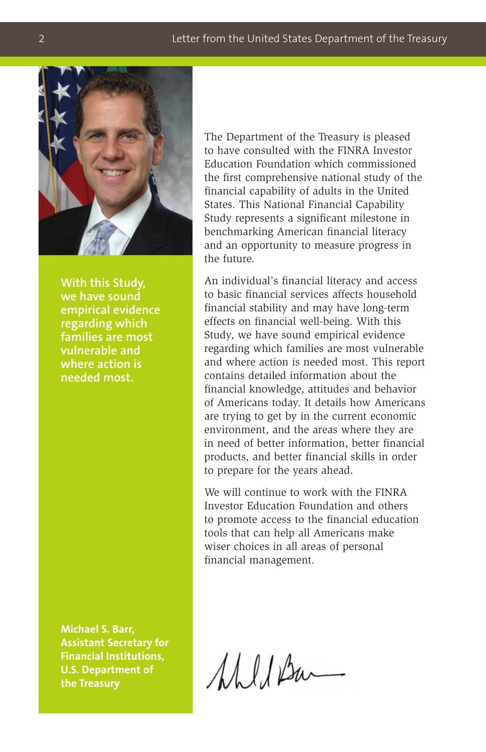# Letter from the United States Department of the Treasury

**With this Study, we have sound empirical evidence regarding which families are most vulnerable and where action is needed most.**

The Department of the Treasury is pleased to have consulted with the FINRA Investor Education Foundation which commissioned the first comprehensive national study of the financial capability of adults in the United States. This National Financial Capability Study represents a significant milestone in benchmarking American financial literacy and an opportunity to measure progress in the future.

An individual's financial literacy and access to basic financial services affects household financial stability and may have long-term effects on financial well-being. With this Study, we have sound empirical evidence regarding which families are most vulnerable and where action is needed most. This report contains detailed information about the financial knowledge, attitudes and behavior of Americans today. It details how Americans are trying to get by in the current economic environment, and the areas where they are in need of better information, better financial products, and better financial skills in order to prepare for the years ahead.

We will continue to work with the FINRA Investor Education Foundation and others to promote access to the financial education tools that can help all Americans make wiser choices in all areas of personal financial management.

**Michael S. Barr,**
**Assistant Secretary for Financial Institutions,**
**U.S. Department of the Treasury**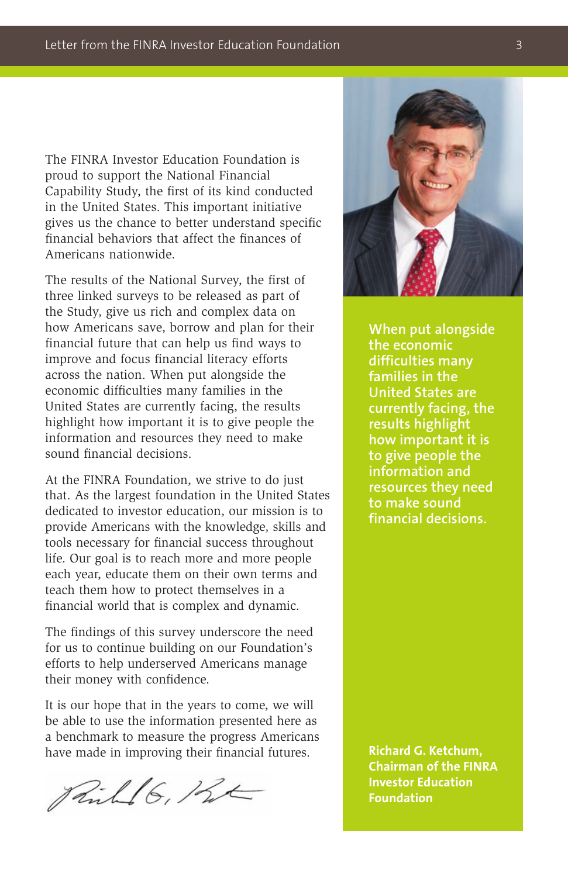The FINRA Investor Education Foundation is proud to support the National Financial Capability Study, the first of its kind conducted in the United States. This important initiative gives us the chance to better understand specific financial behaviors that affect the finances of Americans nationwide.

The results of the National Survey, the first of three linked surveys to be released as part of the Study, give us rich and complex data on how Americans save, borrow and plan for their financial future that can help us find ways to improve and focus financial literacy efforts across the nation. When put alongside the economic difficulties many families in the United States are currently facing, the results highlight how important it is to give people the information and resources they need to make sound financial decisions.

At the FINRA Foundation, we strive to do just that. As the largest foundation in the United States dedicated to investor education, our mission is to provide Americans with the knowledge, skills and tools necessary for financial success throughout life. Our goal is to reach more and more people each year, educate them on their own terms and teach them how to protect themselves in a financial world that is complex and dynamic.

The findings of this survey underscore the need for us to continue building on our Foundation's efforts to help underserved Americans manage their money with confidence.

It is our hope that in the years to come, we will be able to use the information presented here as a benchmark to measure the progress Americans have made in improving their financial futures.

**When put alongside the economic difficulties many families in the United States are currently facing, the results highlight how important it is to give people the information and resources they need to make sound financial decisions.**

**Richard G. Ketchum, Chairman of the FINRA Investor Education Foundation**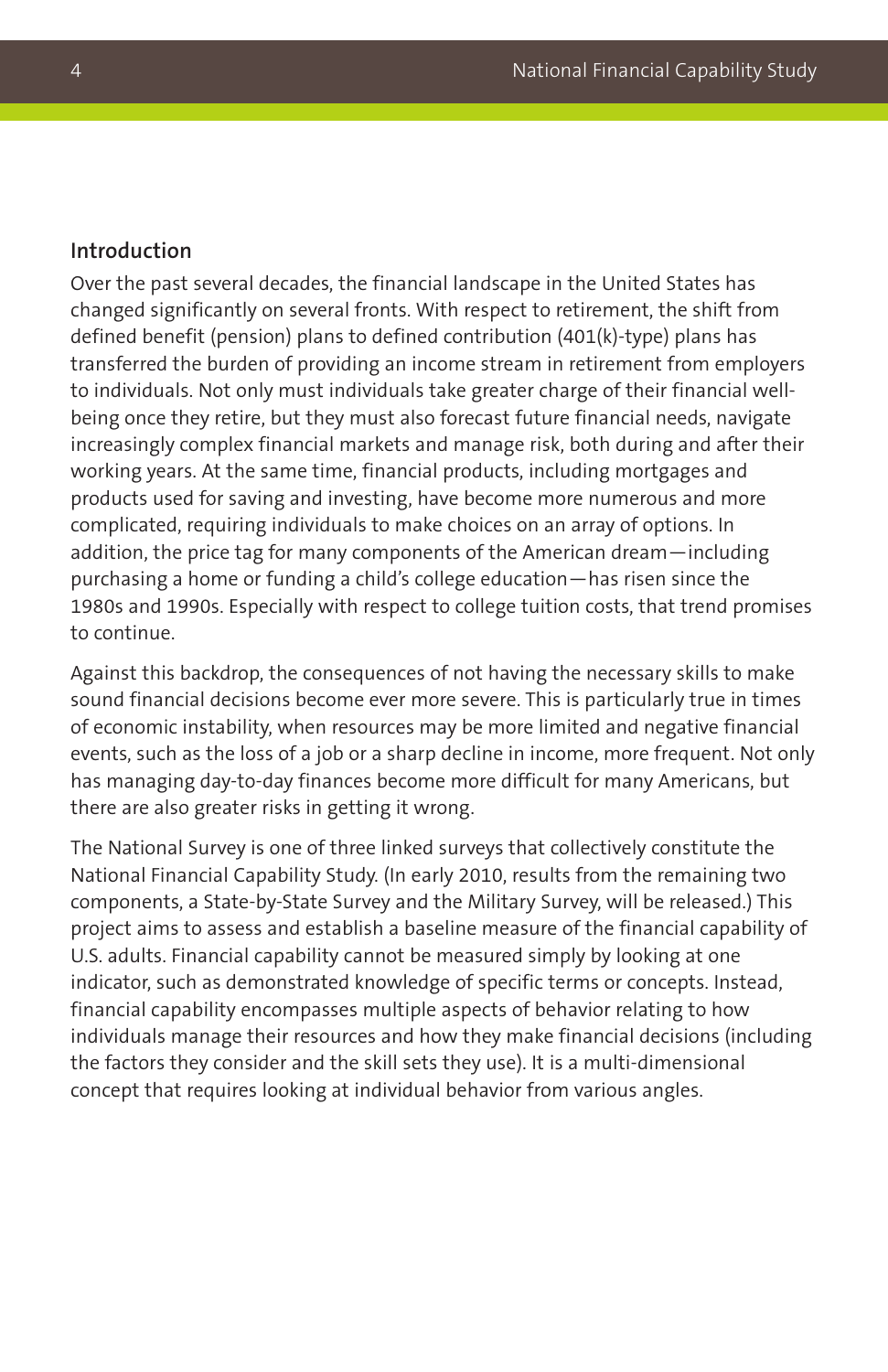## Introduction

Over the past several decades, the financial landscape in the United States has changed significantly on several fronts. With respect to retirement, the shift from defined benefit (pension) plans to defined contribution (401(k)-type) plans has transferred the burden of providing an income stream in retirement from employers to individuals. Not only must individuals take greater charge of their financial well-being once they retire, but they must also forecast future financial needs, navigate increasingly complex financial markets and manage risk, both during and after their working years. At the same time, financial products, including mortgages and products used for saving and investing, have become more numerous and more complicated, requiring individuals to make choices on an array of options. In addition, the price tag for many components of the American dream—including purchasing a home or funding a child's college education—has risen since the 1980s and 1990s. Especially with respect to college tuition costs, that trend promises to continue.

Against this backdrop, the consequences of not having the necessary skills to make sound financial decisions become ever more severe. This is particularly true in times of economic instability, when resources may be more limited and negative financial events, such as the loss of a job or a sharp decline in income, more frequent. Not only has managing day-to-day finances become more difficult for many Americans, but there are also greater risks in getting it wrong.

The National Survey is one of three linked surveys that collectively constitute the National Financial Capability Study. (In early 2010, results from the remaining two components, a State-by-State Survey and the Military Survey, will be released.) This project aims to assess and establish a baseline measure of the financial capability of U.S. adults. Financial capability cannot be measured simply by looking at one indicator, such as demonstrated knowledge of specific terms or concepts. Instead, financial capability encompasses multiple aspects of behavior relating to how individuals manage their resources and how they make financial decisions (including the factors they consider and the skill sets they use). It is a multi-dimensional concept that requires looking at individual behavior from various angles.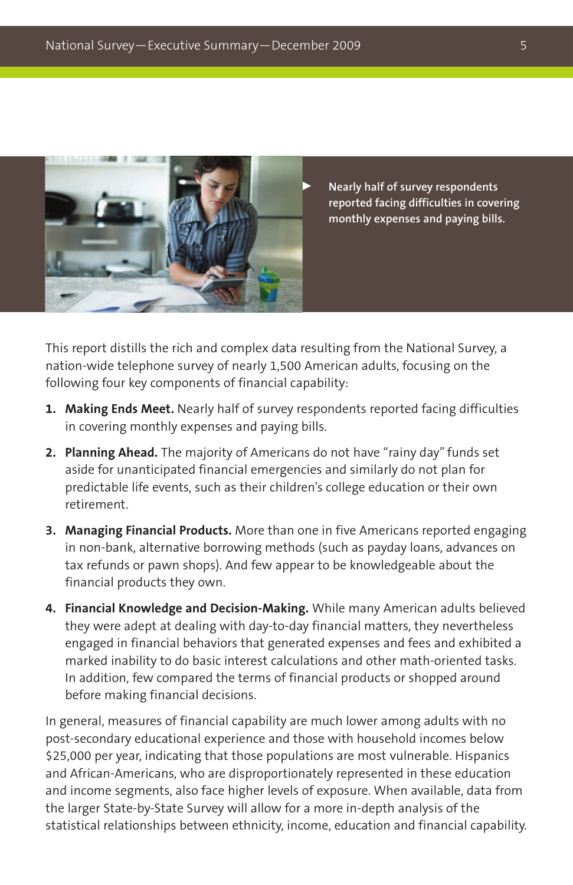Nearly half of survey respondents reported facing difficulties in covering monthly expenses and paying bills.

This report distills the rich and complex data resulting from the National Survey, a nation-wide telephone survey of nearly 1,500 American adults, focusing on the following four key components of financial capability:

1. **Making Ends Meet.** Nearly half of survey respondents reported facing difficulties in covering monthly expenses and paying bills.
2. **Planning Ahead.** The majority of Americans do not have "rainy day" funds set aside for unanticipated financial emergencies and similarly do not plan for predictable life events, such as their children's college education or their own retirement.
3. **Managing Financial Products.** More than one in five Americans reported engaging in non-bank, alternative borrowing methods (such as payday loans, advances on tax refunds or pawn shops). And few appear to be knowledgeable about the financial products they own.
4. **Financial Knowledge and Decision-Making.** While many American adults believed they were adept at dealing with day-to-day financial matters, they nevertheless engaged in financial behaviors that generated expenses and fees and exhibited a marked inability to do basic interest calculations and other math-oriented tasks. In addition, few compared the terms of financial products or shopped around before making financial decisions.

In general, measures of financial capability are much lower among adults with no post-secondary educational experience and those with household incomes below $25,000 per year, indicating that those populations are most vulnerable. Hispanics and African-Americans, who are disproportionately represented in these education and income segments, also face higher levels of exposure. When available, data from the larger State-by-State Survey will allow for a more in-depth analysis of the statistical relationships between ethnicity, income, education and financial capability.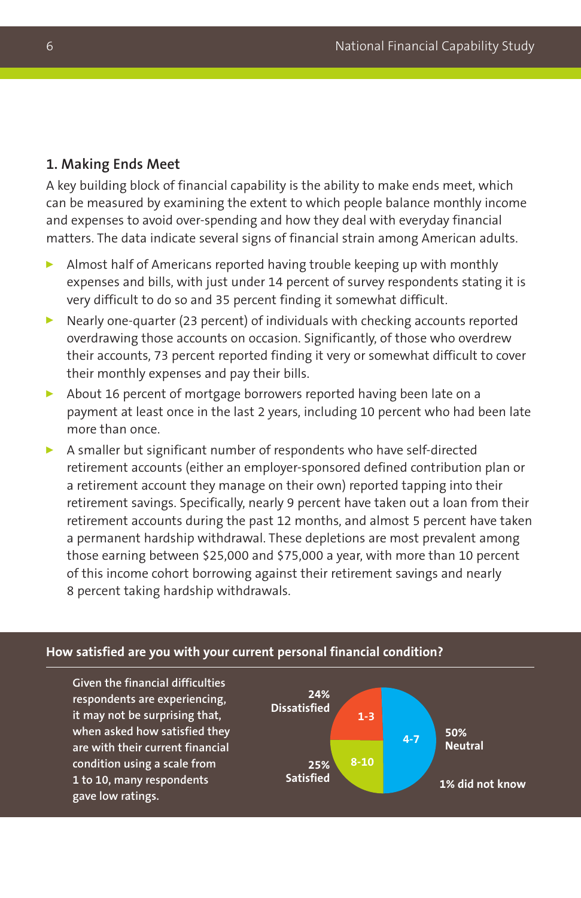## 1. Making Ends Meet

A key building block of financial capability is the ability to make ends meet, which can be measured by examining the extent to which people balance monthly income and expenses to avoid over-spending and how they deal with everyday financial matters. The data indicate several signs of financial strain among American adults.

- Almost half of Americans reported having trouble keeping up with monthly expenses and bills, with just under 14 percent of survey respondents stating it is very difficult to do so and 35 percent finding it somewhat difficult.
- Nearly one-quarter (23 percent) of individuals with checking accounts reported overdrawing those accounts on occasion. Significantly, of those who overdrew their accounts, 73 percent reported finding it very or somewhat difficult to cover their monthly expenses and pay their bills.
- About 16 percent of mortgage borrowers reported having been late on a payment at least once in the last 2 years, including 10 percent who had been late more than once.
- A smaller but significant number of respondents who have self-directed retirement accounts (either an employer-sponsored defined contribution plan or a retirement account they manage on their own) reported tapping into their retirement savings. Specifically, nearly 9 percent have taken out a loan from their retirement accounts during the past 12 months, and almost 5 percent have taken a permanent hardship withdrawal. These depletions are most prevalent among those earning between $25,000 and $75,000 a year, with more than 10 percent of this income cohort borrowing against their retirement savings and nearly 8 percent taking hardship withdrawals.

**How satisfied are you with your current personal financial condition?**

**Given the financial difficulties respondents are experiencing, it may not be surprising that, when asked how satisfied they are with their current financial condition using a scale from 1 to 10, many respondents gave low ratings.**

| Rating | Response | Percent |
|---|---|---|
| 1-3 | Dissatisfied | 24% |
| 4-7 | Neutral | 50% |
| 8-10 | Satisfied | 25% |
| | Did not know | 1% |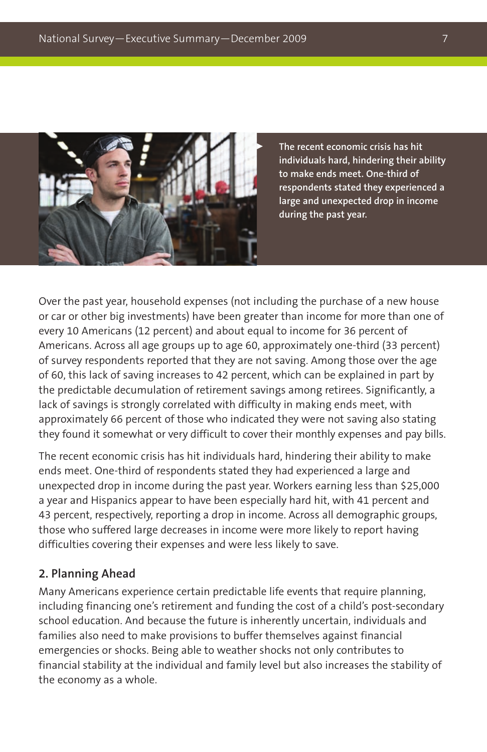> **The recent economic crisis has hit individuals hard, hindering their ability to make ends meet. One-third of respondents stated they experienced a large and unexpected drop in income during the past year.**

Over the past year, household expenses (not including the purchase of a new house or car or other big investments) have been greater than income for more than one of every 10 Americans (12 percent) and about equal to income for 36 percent of Americans. Across all age groups up to age 60, approximately one-third (33 percent) of survey respondents reported that they are not saving. Among those over the age of 60, this lack of saving increases to 42 percent, which can be explained in part by the predictable decumulation of retirement savings among retirees. Significantly, a lack of savings is strongly correlated with difficulty in making ends meet, with approximately 66 percent of those who indicated they were not saving also stating they found it somewhat or very difficult to cover their monthly expenses and pay bills.

The recent economic crisis has hit individuals hard, hindering their ability to make ends meet. One-third of respondents stated they had experienced a large and unexpected drop in income during the past year. Workers earning less than $25,000 a year and Hispanics appear to have been especially hard hit, with 41 percent and 43 percent, respectively, reporting a drop in income. Across all demographic groups, those who suffered large decreases in income were more likely to report having difficulties covering their expenses and were less likely to save.

## 2. Planning Ahead

Many Americans experience certain predictable life events that require planning, including financing one's retirement and funding the cost of a child's post-secondary school education. And because the future is inherently uncertain, individuals and families also need to make provisions to buffer themselves against financial emergencies or shocks. Being able to weather shocks not only contributes to financial stability at the individual and family level but also increases the stability of the economy as a whole.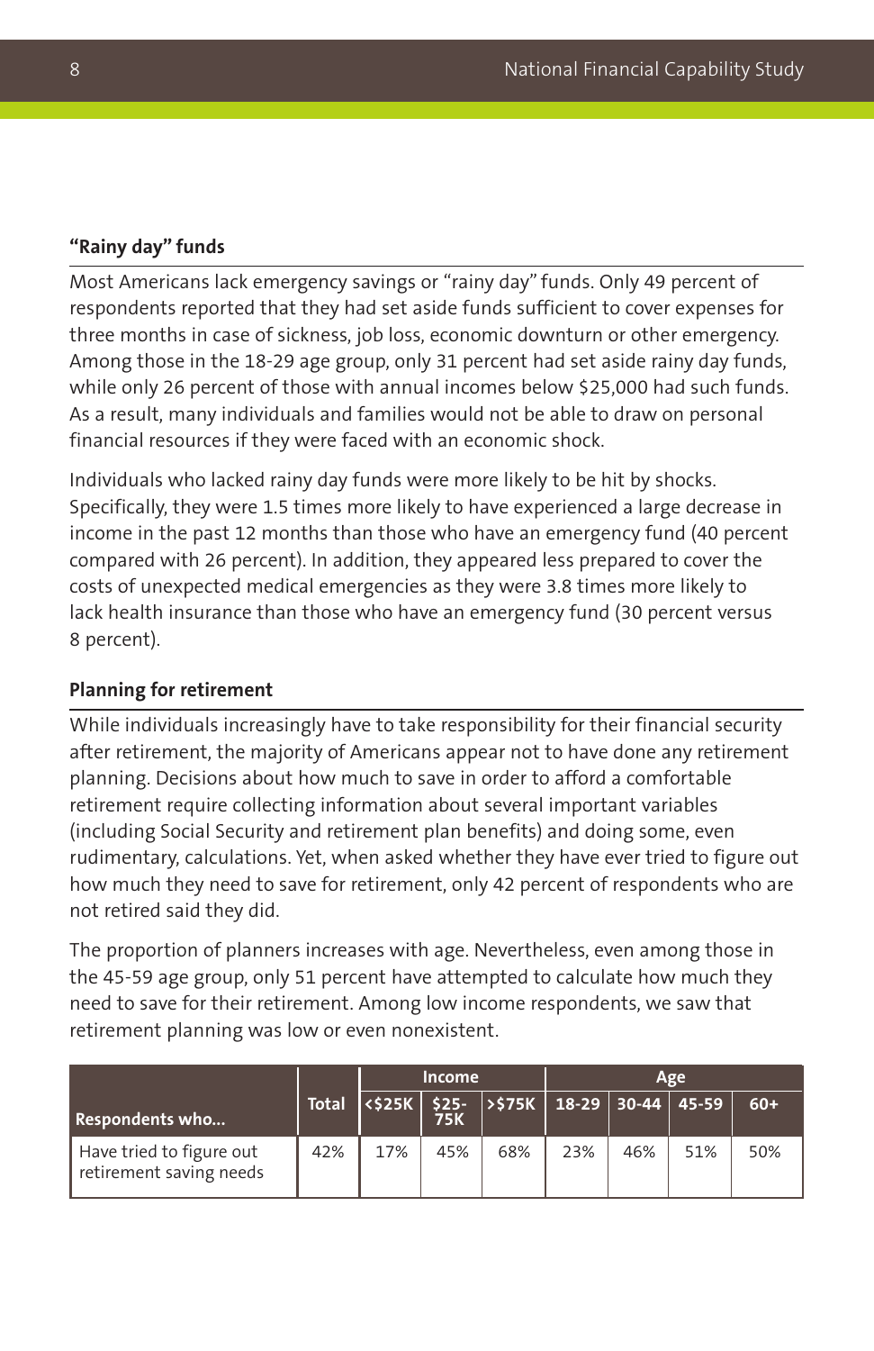### "Rainy day" funds

Most Americans lack emergency savings or "rainy day" funds. Only 49 percent of respondents reported that they had set aside funds sufficient to cover expenses for three months in case of sickness, job loss, economic downturn or other emergency. Among those in the 18-29 age group, only 31 percent had set aside rainy day funds, while only 26 percent of those with annual incomes below $25,000 had such funds. As a result, many individuals and families would not be able to draw on personal financial resources if they were faced with an economic shock.

Individuals who lacked rainy day funds were more likely to be hit by shocks. Specifically, they were 1.5 times more likely to have experienced a large decrease in income in the past 12 months than those who have an emergency fund (40 percent compared with 26 percent). In addition, they appeared less prepared to cover the costs of unexpected medical emergencies as they were 3.8 times more likely to lack health insurance than those who have an emergency fund (30 percent versus 8 percent).

### Planning for retirement

While individuals increasingly have to take responsibility for their financial security after retirement, the majority of Americans appear not to have done any retirement planning. Decisions about how much to save in order to afford a comfortable retirement require collecting information about several important variables (including Social Security and retirement plan benefits) and doing some, even rudimentary, calculations. Yet, when asked whether they have ever tried to figure out how much they need to save for retirement, only 42 percent of respondents who are not retired said they did.

The proportion of planners increases with age. Nevertheless, even among those in the 45-59 age group, only 51 percent have attempted to calculate how much they need to save for their retirement. Among low income respondents, we saw that retirement planning was low or even nonexistent.

| Respondents who... | Total | Income | | | Age | | | |
|---|---|---|---|---|---|---|---|---|
| | | <$25K | $25-75K | >$75K | 18-29 | 30-44 | 45-59 | 60+ |
| Have tried to figure out retirement saving needs | 42% | 17% | 45% | 68% | 23% | 46% | 51% | 50% |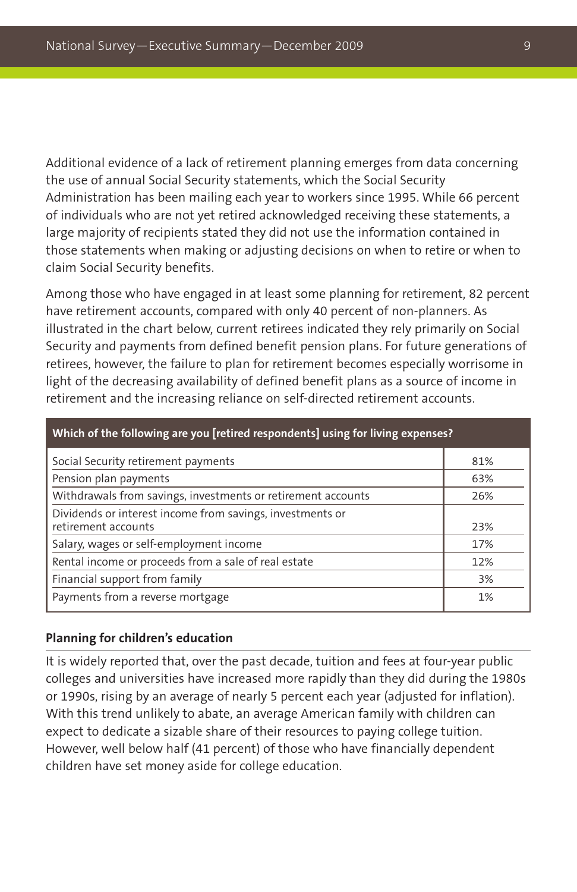Additional evidence of a lack of retirement planning emerges from data concerning the use of annual Social Security statements, which the Social Security Administration has been mailing each year to workers since 1995. While 66 percent of individuals who are not yet retired acknowledged receiving these statements, a large majority of recipients stated they did not use the information contained in those statements when making or adjusting decisions on when to retire or when to claim Social Security benefits.

Among those who have engaged in at least some planning for retirement, 82 percent have retirement accounts, compared with only 40 percent of non-planners. As illustrated in the chart below, current retirees indicated they rely primarily on Social Security and payments from defined benefit pension plans. For future generations of retirees, however, the failure to plan for retirement becomes especially worrisome in light of the decreasing availability of defined benefit plans as a source of income in retirement and the increasing reliance on self-directed retirement accounts.

| Which of the following are you [retired respondents] using for living expenses? | |
|---|---|
| Social Security retirement payments | 81% |
| Pension plan payments | 63% |
| Withdrawals from savings, investments or retirement accounts | 26% |
| Dividends or interest income from savings, investments or retirement accounts | 23% |
| Salary, wages or self-employment income | 17% |
| Rental income or proceeds from a sale of real estate | 12% |
| Financial support from family | 3% |
| Payments from a reverse mortgage | 1% |

### Planning for children's education

It is widely reported that, over the past decade, tuition and fees at four-year public colleges and universities have increased more rapidly than they did during the 1980s or 1990s, rising by an average of nearly 5 percent each year (adjusted for inflation). With this trend unlikely to abate, an average American family with children can expect to dedicate a sizable share of their resources to paying college tuition. However, well below half (41 percent) of those who have financially dependent children have set money aside for college education.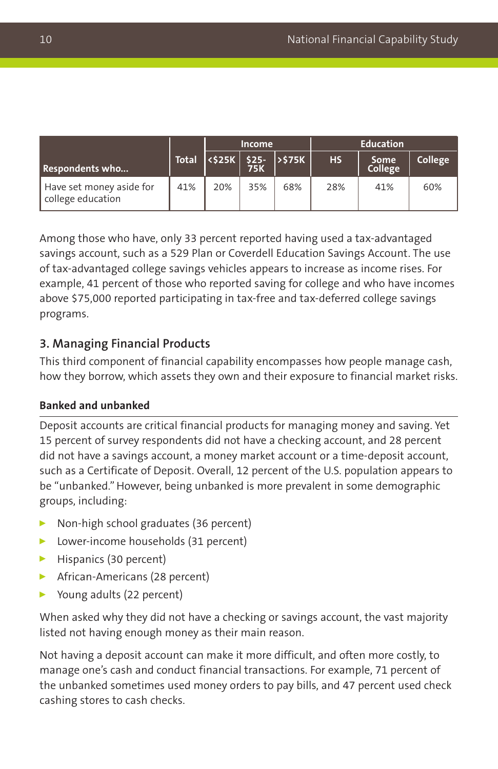| Respondents who... | Total | Income | | | Education | | |
|---|---|---|---|---|---|---|---|
| | | <$25K | $25-75K | >$75K | HS | Some College | College |
| Have set money aside for college education | 41% | 20% | 35% | 68% | 28% | 41% | 60% |

Among those who have, only 33 percent reported having used a tax-advantaged savings account, such as a 529 Plan or Coverdell Education Savings Account. The use of tax-advantaged college savings vehicles appears to increase as income rises. For example, 41 percent of those who reported saving for college and who have incomes above $75,000 reported participating in tax-free and tax-deferred college savings programs.

## 3. Managing Financial Products

This third component of financial capability encompasses how people manage cash, how they borrow, which assets they own and their exposure to financial market risks.

### Banked and unbanked

Deposit accounts are critical financial products for managing money and saving. Yet 15 percent of survey respondents did not have a checking account, and 28 percent did not have a savings account, a money market account or a time-deposit account, such as a Certificate of Deposit. Overall, 12 percent of the U.S. population appears to be "unbanked." However, being unbanked is more prevalent in some demographic groups, including:

- Non-high school graduates (36 percent)
- Lower-income households (31 percent)
- Hispanics (30 percent)
- African-Americans (28 percent)
- Young adults (22 percent)

When asked why they did not have a checking or savings account, the vast majority listed not having enough money as their main reason.

Not having a deposit account can make it more difficult, and often more costly, to manage one's cash and conduct financial transactions. For example, 71 percent of the unbanked sometimes used money orders to pay bills, and 47 percent used check cashing stores to cash checks.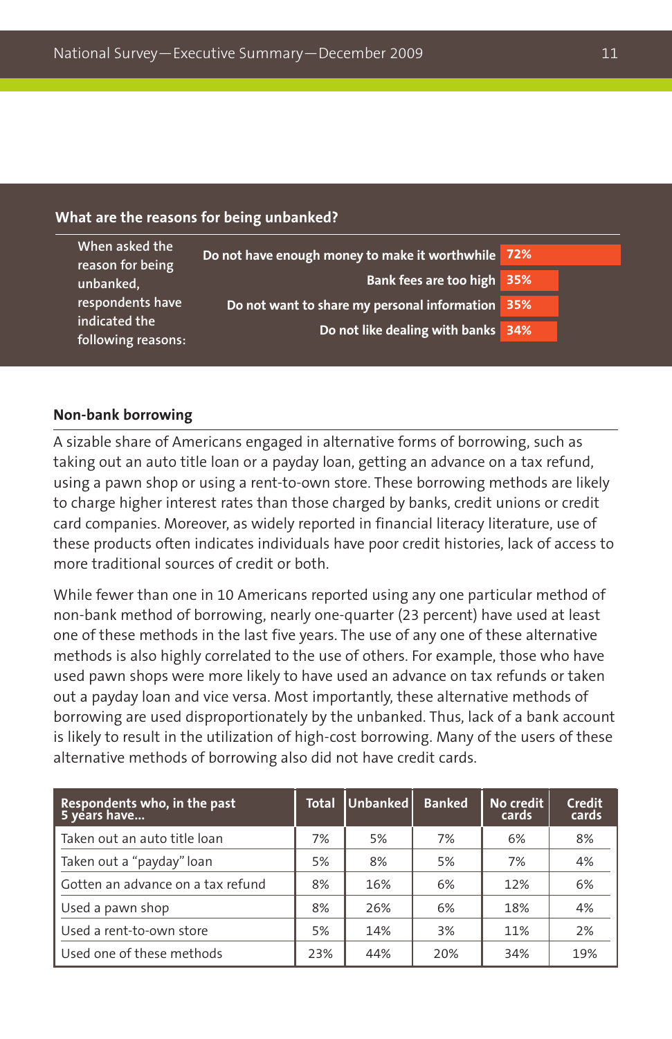### What are the reasons for being unbanked?

When asked the reason for being unbanked, respondents have indicated the following reasons:

| Reason | Percent |
|---|---|
| Do not have enough money to make it worthwhile | 72% |
| Bank fees are too high | 35% |
| Do not want to share my personal information | 35% |
| Do not like dealing with banks | 34% |

## Non-bank borrowing

A sizable share of Americans engaged in alternative forms of borrowing, such as taking out an auto title loan or a payday loan, getting an advance on a tax refund, using a pawn shop or using a rent-to-own store. These borrowing methods are likely to charge higher interest rates than those charged by banks, credit unions or credit card companies. Moreover, as widely reported in financial literacy literature, use of these products often indicates individuals have poor credit histories, lack of access to more traditional sources of credit or both.

While fewer than one in 10 Americans reported using any one particular method of non-bank method of borrowing, nearly one-quarter (23 percent) have used at least one of these methods in the last five years. The use of any one of these alternative methods is also highly correlated to the use of others. For example, those who have used pawn shops were more likely to have used an advance on tax refunds or taken out a payday loan and vice versa. Most importantly, these alternative methods of borrowing are used disproportionately by the unbanked. Thus, lack of a bank account is likely to result in the utilization of high-cost borrowing. Many of the users of these alternative methods of borrowing also did not have credit cards.

| Respondents who, in the past 5 years have... | Total | Unbanked | Banked | No credit cards | Credit cards |
|---|---|---|---|---|---|
| Taken out an auto title loan | 7% | 5% | 7% | 6% | 8% |
| Taken out a “payday” loan | 5% | 8% | 5% | 7% | 4% |
| Gotten an advance on a tax refund | 8% | 16% | 6% | 12% | 6% |
| Used a pawn shop | 8% | 26% | 6% | 18% | 4% |
| Used a rent-to-own store | 5% | 14% | 3% | 11% | 2% |
| Used one of these methods | 23% | 44% | 20% | 34% | 19% |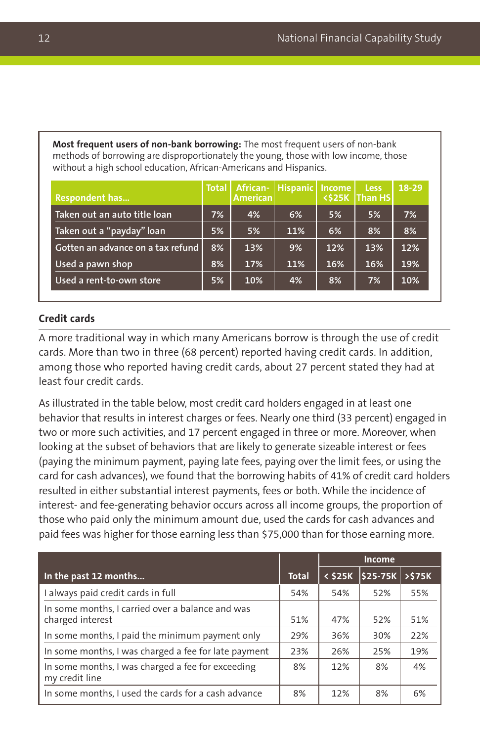**Most frequent users of non-bank borrowing:** The most frequent users of non-bank methods of borrowing are disproportionately the young, those with low income, those without a high school education, African-Americans and Hispanics.

| Respondent has... | Total | African-American | Hispanic | Income <$25K | Less Than HS | 18-29 |
|---|---|---|---|---|---|---|
| Taken out an auto title loan | 7% | 4% | 6% | 5% | 5% | 7% |
| Taken out a "payday" loan | 5% | 5% | 11% | 6% | 8% | 8% |
| Gotten an advance on a tax refund | 8% | 13% | 9% | 12% | 13% | 12% |
| Used a pawn shop | 8% | 17% | 11% | 16% | 16% | 19% |
| Used a rent-to-own store | 5% | 10% | 4% | 8% | 7% | 10% |

## Credit cards

A more traditional way in which many Americans borrow is through the use of credit cards. More than two in three (68 percent) reported having credit cards. In addition, among those who reported having credit cards, about 27 percent stated they had at least four credit cards.

As illustrated in the table below, most credit card holders engaged in at least one behavior that results in interest charges or fees. Nearly one third (33 percent) engaged in two or more such activities, and 17 percent engaged in three or more. Moreover, when looking at the subset of behaviors that are likely to generate sizeable interest or fees (paying the minimum payment, paying late fees, paying over the limit fees, or using the card for cash advances), we found that the borrowing habits of 41% of credit card holders resulted in either substantial interest payments, fees or both. While the incidence of interest- and fee-generating behavior occurs across all income groups, the proportion of those who paid only the minimum amount due, used the cards for cash advances and paid fees was higher for those earning less than $75,000 than for those earning more.

| In the past 12 months... | Total | Income | | |
|---|---|---|---|---|
| | | < $25K | $25-75K | >$75K |
| I always paid credit cards in full | 54% | 54% | 52% | 55% |
| In some months, I carried over a balance and was charged interest | 51% | 47% | 52% | 51% |
| In some months, I paid the minimum payment only | 29% | 36% | 30% | 22% |
| In some months, I was charged a fee for late payment | 23% | 26% | 25% | 19% |
| In some months, I was charged a fee for exceeding my credit line | 8% | 12% | 8% | 4% |
| In some months, I used the cards for a cash advance | 8% | 12% | 8% | 6% |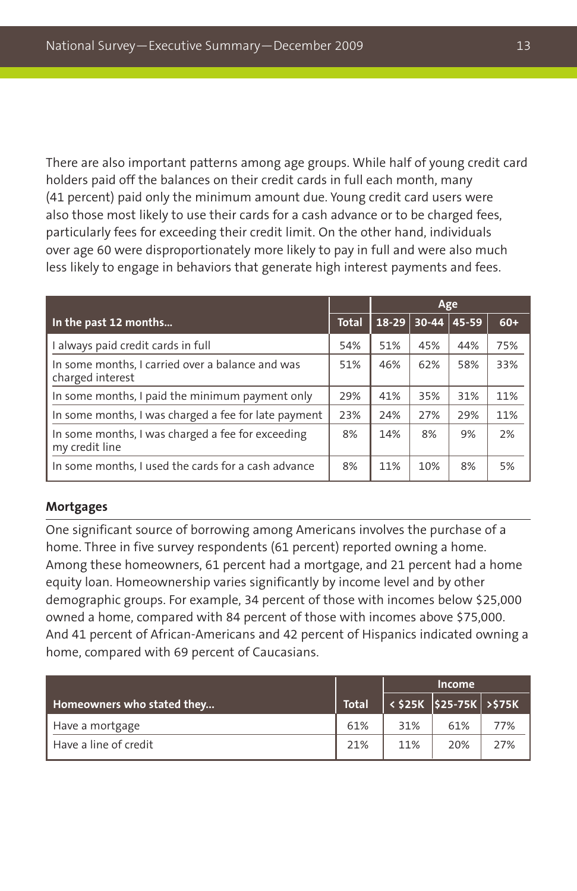There are also important patterns among age groups. While half of young credit card holders paid off the balances on their credit cards in full each month, many (41 percent) paid only the minimum amount due. Young credit card users were also those most likely to use their cards for a cash advance or to be charged fees, particularly fees for exceeding their credit limit. On the other hand, individuals over age 60 were disproportionately more likely to pay in full and were also much less likely to engage in behaviors that generate high interest payments and fees.

| In the past 12 months... | Total | Age | | | |
|---|---|---|---|---|---|
| | | 18-29 | 30-44 | 45-59 | 60+ |
| I always paid credit cards in full | 54% | 51% | 45% | 44% | 75% |
| In some months, I carried over a balance and was charged interest | 51% | 46% | 62% | 58% | 33% |
| In some months, I paid the minimum payment only | 29% | 41% | 35% | 31% | 11% |
| In some months, I was charged a fee for late payment | 23% | 24% | 27% | 29% | 11% |
| In some months, I was charged a fee for exceeding my credit line | 8% | 14% | 8% | 9% | 2% |
| In some months, I used the cards for a cash advance | 8% | 11% | 10% | 8% | 5% |

## Mortgages

One significant source of borrowing among Americans involves the purchase of a home. Three in five survey respondents (61 percent) reported owning a home. Among these homeowners, 61 percent had a mortgage, and 21 percent had a home equity loan. Homeownership varies significantly by income level and by other demographic groups. For example, 34 percent of those with incomes below $25,000 owned a home, compared with 84 percent of those with incomes above $75,000. And 41 percent of African-Americans and 42 percent of Hispanics indicated owning a home, compared with 69 percent of Caucasians.

| Homeowners who stated they... | Total | Income | | |
|---|---|---|---|---|
| | | < $25K | $25-75K | >$75K |
| Have a mortgage | 61% | 31% | 61% | 77% |
| Have a line of credit | 21% | 11% | 20% | 27% |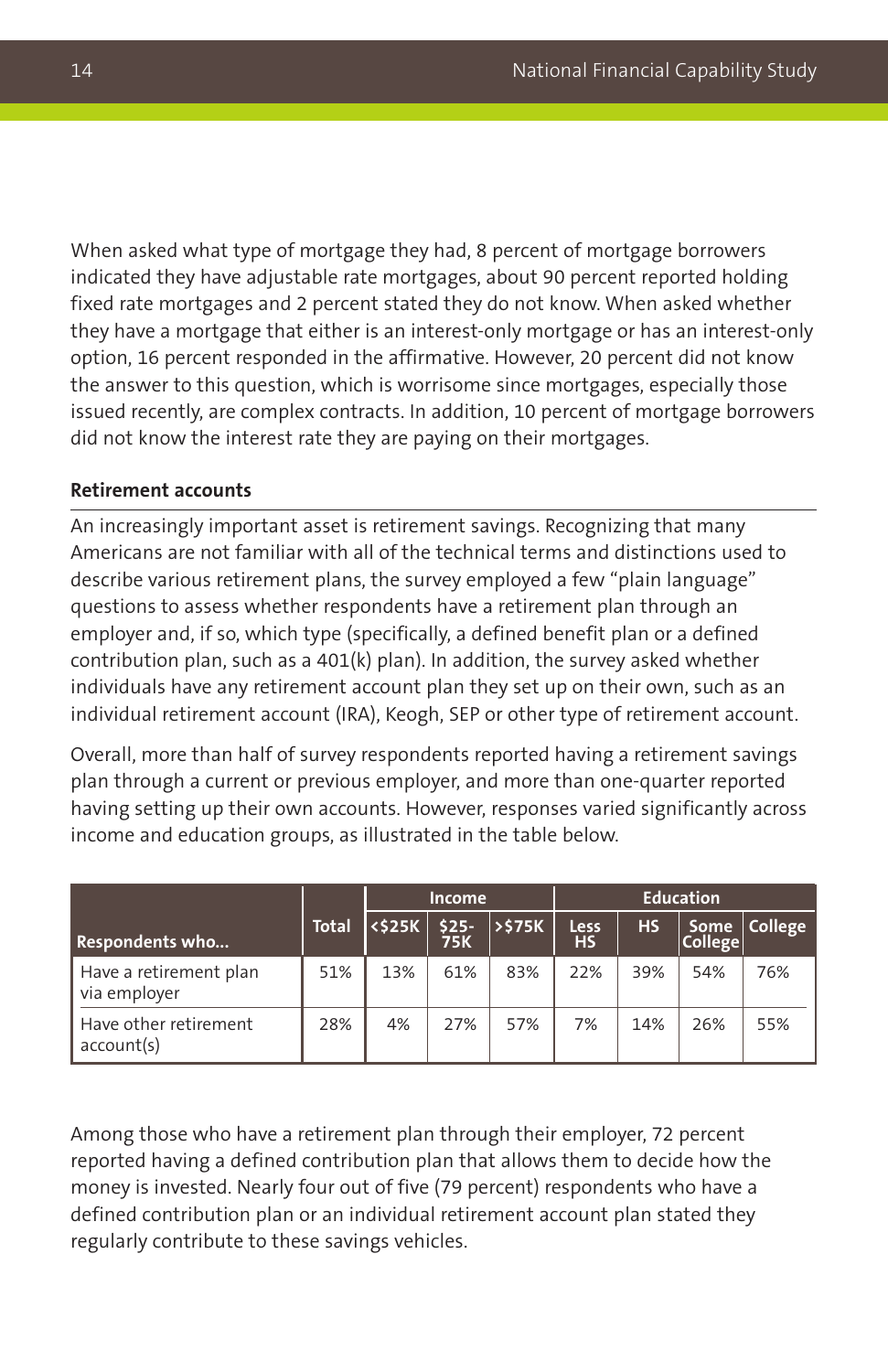When asked what type of mortgage they had, 8 percent of mortgage borrowers indicated they have adjustable rate mortgages, about 90 percent reported holding fixed rate mortgages and 2 percent stated they do not know. When asked whether they have a mortgage that either is an interest-only mortgage or has an interest-only option, 16 percent responded in the affirmative. However, 20 percent did not know the answer to this question, which is worrisome since mortgages, especially those issued recently, are complex contracts. In addition, 10 percent of mortgage borrowers did not know the interest rate they are paying on their mortgages.

**Retirement accounts**

An increasingly important asset is retirement savings. Recognizing that many Americans are not familiar with all of the technical terms and distinctions used to describe various retirement plans, the survey employed a few "plain language" questions to assess whether respondents have a retirement plan through an employer and, if so, which type (specifically, a defined benefit plan or a defined contribution plan, such as a 401(k) plan). In addition, the survey asked whether individuals have any retirement account plan they set up on their own, such as an individual retirement account (IRA), Keogh, SEP or other type of retirement account.

Overall, more than half of survey respondents reported having a retirement savings plan through a current or previous employer, and more than one-quarter reported having setting up their own accounts. However, responses varied significantly across income and education groups, as illustrated in the table below.

| | | Income | | | Education | | | |
|---|---|---|---|---|---|---|---|---|
| **Respondents who...** | **Total** | **<$25K** | **$25-75K** | **>$75K** | **Less HS** | **HS** | **Some College** | **College** |
| Have a retirement plan via employer | 51% | 13% | 61% | 83% | 22% | 39% | 54% | 76% |
| Have other retirement account(s) | 28% | 4% | 27% | 57% | 7% | 14% | 26% | 55% |

Among those who have a retirement plan through their employer, 72 percent reported having a defined contribution plan that allows them to decide how the money is invested. Nearly four out of five (79 percent) respondents who have a defined contribution plan or an individual retirement account plan stated they regularly contribute to these savings vehicles.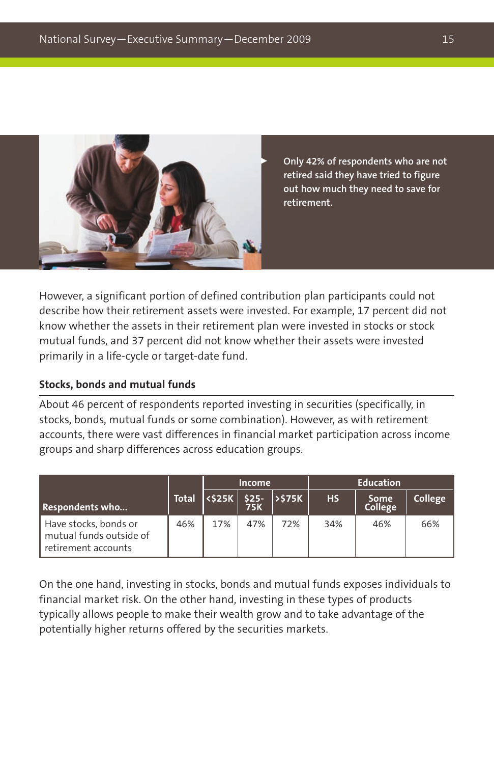Only 42% of respondents who are not retired said they have tried to figure out how much they need to save for retirement.

However, a significant portion of defined contribution plan participants could not describe how their retirement assets were invested. For example, 17 percent did not know whether the assets in their retirement plan were invested in stocks or stock mutual funds, and 37 percent did not know whether their assets were invested primarily in a life-cycle or target-date fund.

### Stocks, bonds and mutual funds

About 46 percent of respondents reported investing in securities (specifically, in stocks, bonds, mutual funds or some combination). However, as with retirement accounts, there were vast differences in financial market participation across income groups and sharp differences across education groups.

| Respondents who... | Total | Income | | | Education | | |
|---|---|---|---|---|---|---|---|
| | | <$25K | $25-75K | >$75K | HS | Some College | College |
| Have stocks, bonds or mutual funds outside of retirement accounts | 46% | 17% | 47% | 72% | 34% | 46% | 66% |

On the one hand, investing in stocks, bonds and mutual funds exposes individuals to financial market risk. On the other hand, investing in these types of products typically allows people to make their wealth grow and to take advantage of the potentially higher returns offered by the securities markets.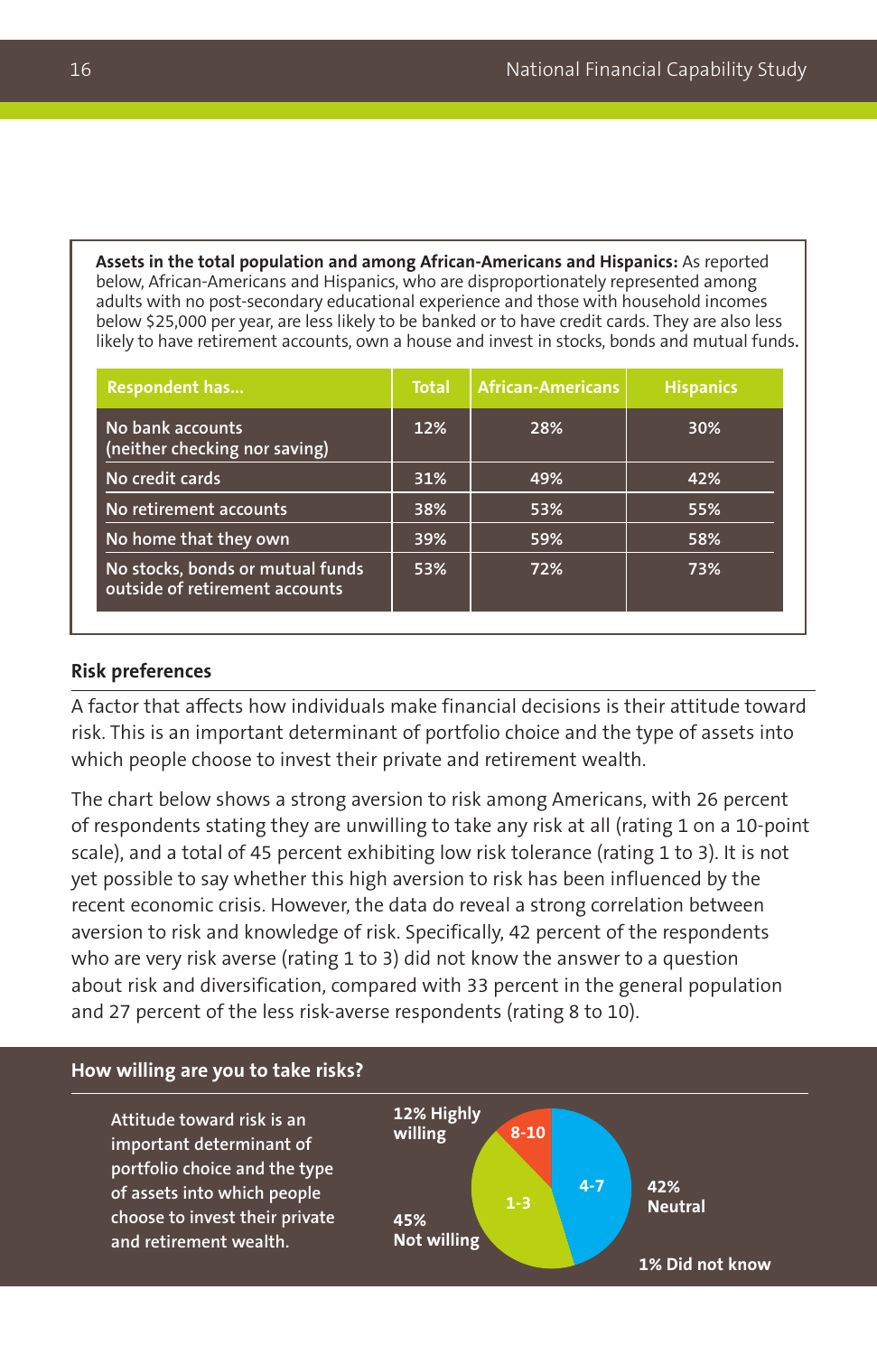**Assets in the total population and among African-Americans and Hispanics:** As reported below, African-Americans and Hispanics, who are disproportionately represented among adults with no post-secondary educational experience and those with household incomes below $25,000 per year, are less likely to be banked or to have credit cards. They are also less likely to have retirement accounts, own a house and invest in stocks, bonds and mutual funds.

| Respondent has... | Total | African-Americans | Hispanics |
|---|---|---|---|
| No bank accounts (neither checking nor saving) | 12% | 28% | 30% |
| No credit cards | 31% | 49% | 42% |
| No retirement accounts | 38% | 53% | 55% |
| No home that they own | 39% | 59% | 58% |
| No stocks, bonds or mutual funds outside of retirement accounts | 53% | 72% | 73% |

## Risk preferences

A factor that affects how individuals make financial decisions is their attitude toward risk. This is an important determinant of portfolio choice and the type of assets into which people choose to invest their private and retirement wealth.

The chart below shows a strong aversion to risk among Americans, with 26 percent of respondents stating they are unwilling to take any risk at all (rating 1 on a 10-point scale), and a total of 45 percent exhibiting low risk tolerance (rating 1 to 3). It is not yet possible to say whether this high aversion to risk has been influenced by the recent economic crisis. However, the data do reveal a strong correlation between aversion to risk and knowledge of risk. Specifically, 42 percent of the respondents who are very risk averse (rating 1 to 3) did not know the answer to a question about risk and diversification, compared with 33 percent in the general population and 27 percent of the less risk-averse respondents (rating 8 to 10).

### How willing are you to take risks?

Attitude toward risk is an important determinant of portfolio choice and the type of assets into which people choose to invest their private and retirement wealth.

- 8-10: 12% Highly willing
- 4-7: 42% Neutral
- 1-3: 45% Not willing
- 1% Did not know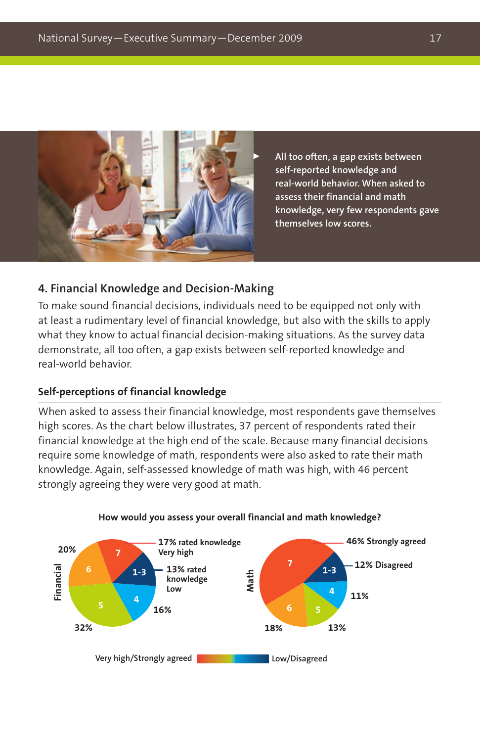All too often, a gap exists between self-reported knowledge and real-world behavior. When asked to assess their financial and math knowledge, very few respondents gave themselves low scores.

## 4. Financial Knowledge and Decision-Making

To make sound financial decisions, individuals need to be equipped not only with at least a rudimentary level of financial knowledge, but also with the skills to apply what they know to actual financial decision-making situations. As the survey data demonstrate, all too often, a gap exists between self-reported knowledge and real-world behavior.

### Self-perceptions of financial knowledge

When asked to assess their financial knowledge, most respondents gave themselves high scores. As the chart below illustrates, 37 percent of respondents rated their financial knowledge at the high end of the scale. Because many financial decisions require some knowledge of math, respondents were also asked to rate their math knowledge. Again, self-assessed knowledge of math was high, with 46 percent strongly agreeing they were very good at math.

**How would you assess your overall financial and math knowledge?**

**Financial**

| Rating | Percent |
|---|---|
| 7 | 17% rated knowledge Very high |
| 6 | 20% |
| 5 | 32% |
| 4 | 16% |
| 1-3 | 13% rated knowledge Low |

**Math**

| Rating | Percent |
|---|---|
| 7 | 46% Strongly agreed |
| 6 | 18% |
| 5 | 13% |
| 4 | 11% |
| 1-3 | 12% Disagreed |

Very high/Strongly agreed — Low/Disagreed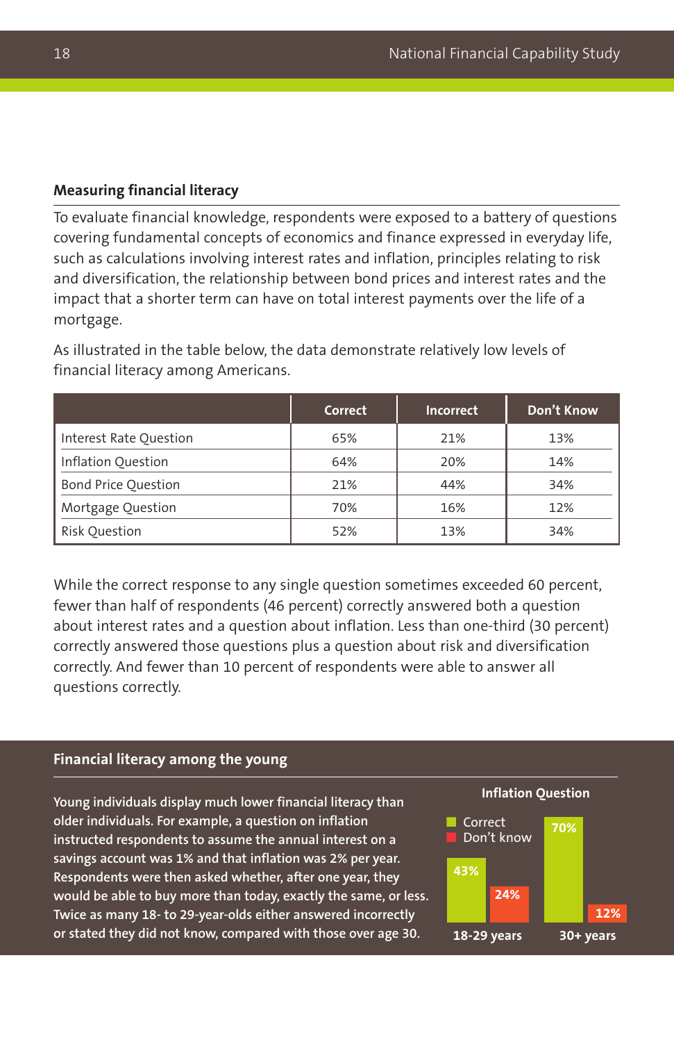## Measuring financial literacy

To evaluate financial knowledge, respondents were exposed to a battery of questions covering fundamental concepts of economics and finance expressed in everyday life, such as calculations involving interest rates and inflation, principles relating to risk and diversification, the relationship between bond prices and interest rates and the impact that a shorter term can have on total interest payments over the life of a mortgage.

As illustrated in the table below, the data demonstrate relatively low levels of financial literacy among Americans.

| | Correct | Incorrect | Don't Know |
|---|---|---|---|
| Interest Rate Question | 65% | 21% | 13% |
| Inflation Question | 64% | 20% | 14% |
| Bond Price Question | 21% | 44% | 34% |
| Mortgage Question | 70% | 16% | 12% |
| Risk Question | 52% | 13% | 34% |

While the correct response to any single question sometimes exceeded 60 percent, fewer than half of respondents (46 percent) correctly answered both a question about interest rates and a question about inflation. Less than one-third (30 percent) correctly answered those questions plus a question about risk and diversification correctly. And fewer than 10 percent of respondents were able to answer all questions correctly.

## Financial literacy among the young

**Young individuals display much lower financial literacy than older individuals. For example, a question on inflation instructed respondents to assume the annual interest on a savings account was 1% and that inflation was 2% per year. Respondents were then asked whether, after one year, they would be able to buy more than today, exactly the same, or less. Twice as many 18- to 29-year-olds either answered incorrectly or stated they did not know, compared with those over age 30.**

**Inflation Question**

| | Correct | Don't know |
|---|---|---|
| 18-29 years | 43% | 24% |
| 30+ years | 70% | 12% |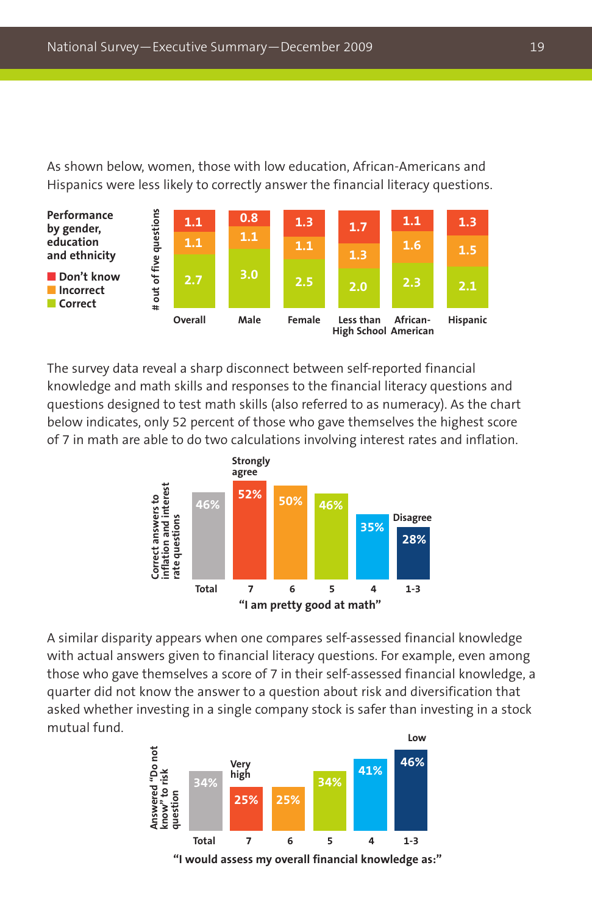As shown below, women, those with low education, African-Americans and Hispanics were less likely to correctly answer the financial literacy questions.

**Performance by gender, education and ethnicity** (# out of five questions)

| | Overall | Male | Female | Less than High School | African-American | Hispanic |
|---|---|---|---|---|---|---|
| Don't know | 1.1 | 0.8 | 1.3 | 1.7 | 1.1 | 1.3 |
| Incorrect | 1.1 | 1.1 | 1.1 | 1.3 | 1.6 | 1.5 |
| Correct | 2.7 | 3.0 | 2.5 | 2.0 | 2.3 | 2.1 |

The survey data reveal a sharp disconnect between self-reported financial knowledge and math skills and responses to the financial literacy questions and questions designed to test math skills (also referred to as numeracy). As the chart below indicates, only 52 percent of those who gave themselves the highest score of 7 in math are able to do two calculations involving interest rates and inflation.

**Correct answers to inflation and interest rate questions** by "I am pretty good at math"

| Total | 7 (Strongly agree) | 6 | 5 | 4 | 1-3 (Disagree) |
|---|---|---|---|---|---|
| 46% | 52% | 50% | 46% | 35% | 28% |

A similar disparity appears when one compares self-assessed financial knowledge with actual answers given to financial literacy questions. For example, even among those who gave themselves a score of 7 in their self-assessed financial knowledge, a quarter did not know the answer to a question about risk and diversification that asked whether investing in a single company stock is safer than investing in a stock mutual fund.

**Answered "Do not know" to risk question** by "I would assess my overall financial knowledge as:"

| Total | 7 (Very high) | 6 | 5 | 4 | 1-3 (Low) |
|---|---|---|---|---|---|
| 34% | 25% | 25% | 34% | 41% | 46% |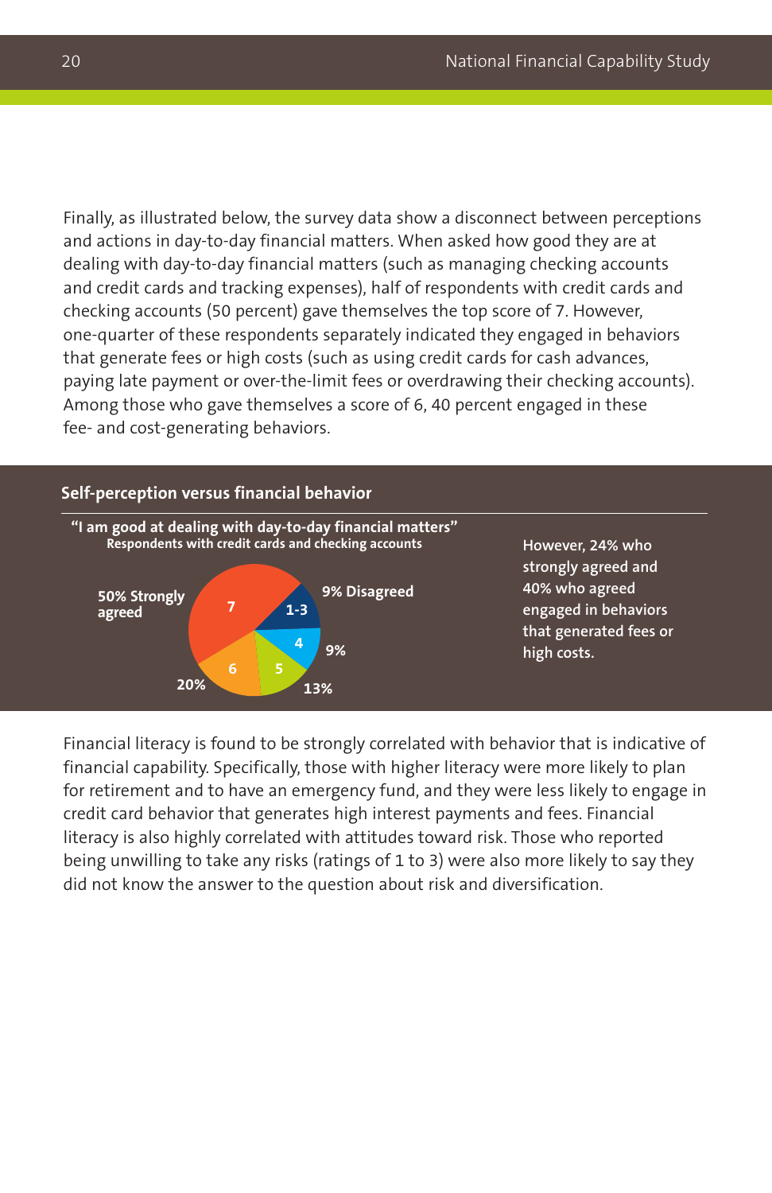Finally, as illustrated below, the survey data show a disconnect between perceptions and actions in day-to-day financial matters. When asked how good they are at dealing with day-to-day financial matters (such as managing checking accounts and credit cards and tracking expenses), half of respondents with credit cards and checking accounts (50 percent) gave themselves the top score of 7. However, one-quarter of these respondents separately indicated they engaged in behaviors that generate fees or high costs (such as using credit cards for cash advances, paying late payment or over-the-limit fees or overdrawing their checking accounts). Among those who gave themselves a score of 6, 40 percent engaged in these fee- and cost-generating behaviors.

**Self-perception versus financial behavior**

**"I am good at dealing with day-to-day financial matters"**
**Respondents with credit cards and checking accounts**

| Score | Share |
|---|---|
| 7 | 50% Strongly agreed |
| 6 | 20% |
| 5 | 13% |
| 4 | 9% |
| 1-3 | 9% Disagreed |

However, 24% who strongly agreed and 40% who agreed engaged in behaviors that generated fees or high costs.

Financial literacy is found to be strongly correlated with behavior that is indicative of financial capability. Specifically, those with higher literacy were more likely to plan for retirement and to have an emergency fund, and they were less likely to engage in credit card behavior that generates high interest payments and fees. Financial literacy is also highly correlated with attitudes toward risk. Those who reported being unwilling to take any risks (ratings of 1 to 3) were also more likely to say they did not know the answer to the question about risk and diversification.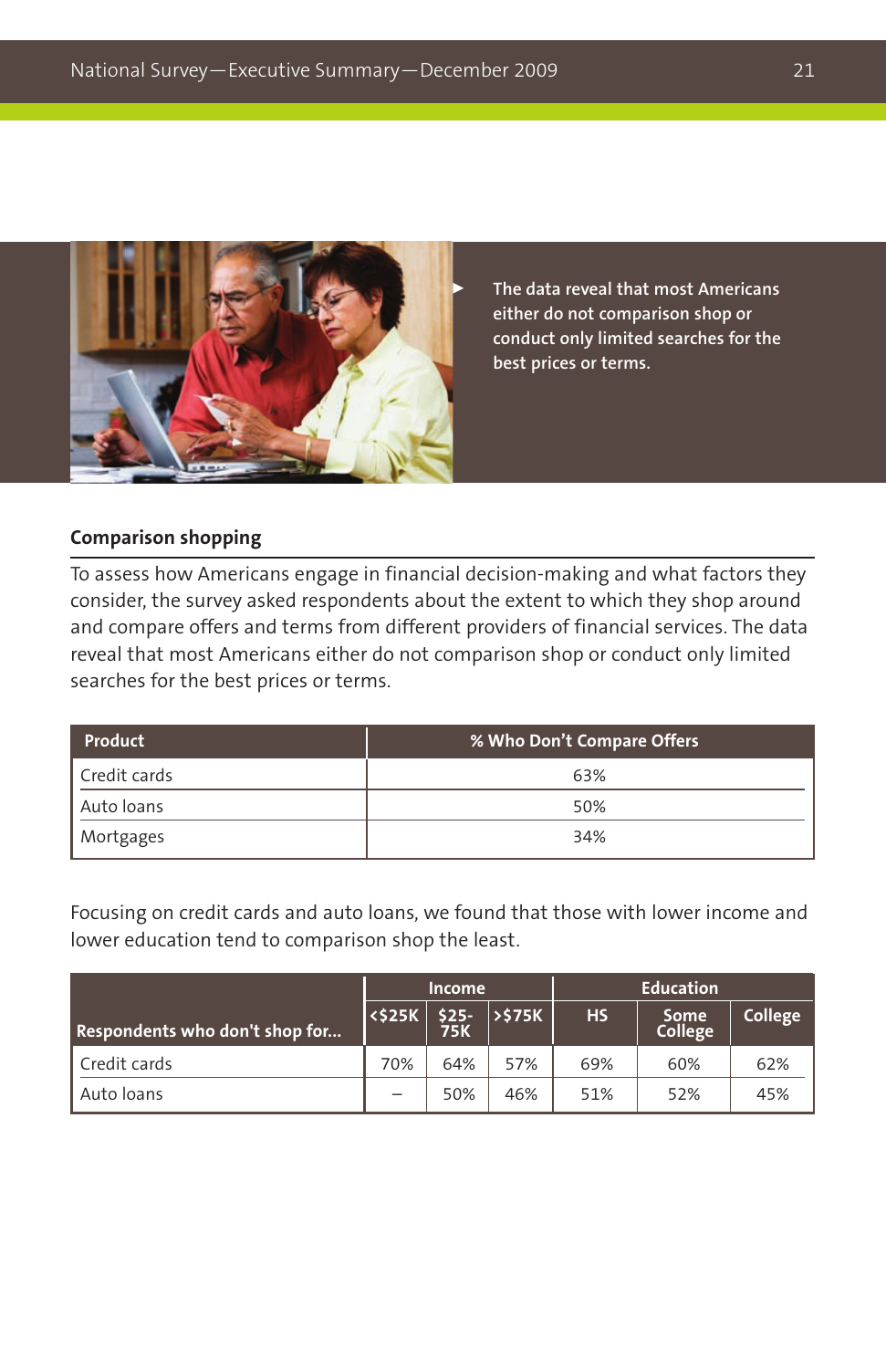The data reveal that most Americans either do not comparison shop or conduct only limited searches for the best prices or terms.

### Comparison shopping

To assess how Americans engage in financial decision-making and what factors they consider, the survey asked respondents about the extent to which they shop around and compare offers and terms from different providers of financial services. The data reveal that most Americans either do not comparison shop or conduct only limited searches for the best prices or terms.

| Product | % Who Don't Compare Offers |
|---|---|
| Credit cards | 63% |
| Auto loans | 50% |
| Mortgages | 34% |

Focusing on credit cards and auto loans, we found that those with lower income and lower education tend to comparison shop the least.

| | Income | | | Education | | |
|---|---|---|---|---|---|---|
| Respondents who don't shop for... | <$25K | $25-75K | >$75K | HS | Some College | College |
| Credit cards | 70% | 64% | 57% | 69% | 60% | 62% |
| Auto loans | – | 50% | 46% | 51% | 52% | 45% |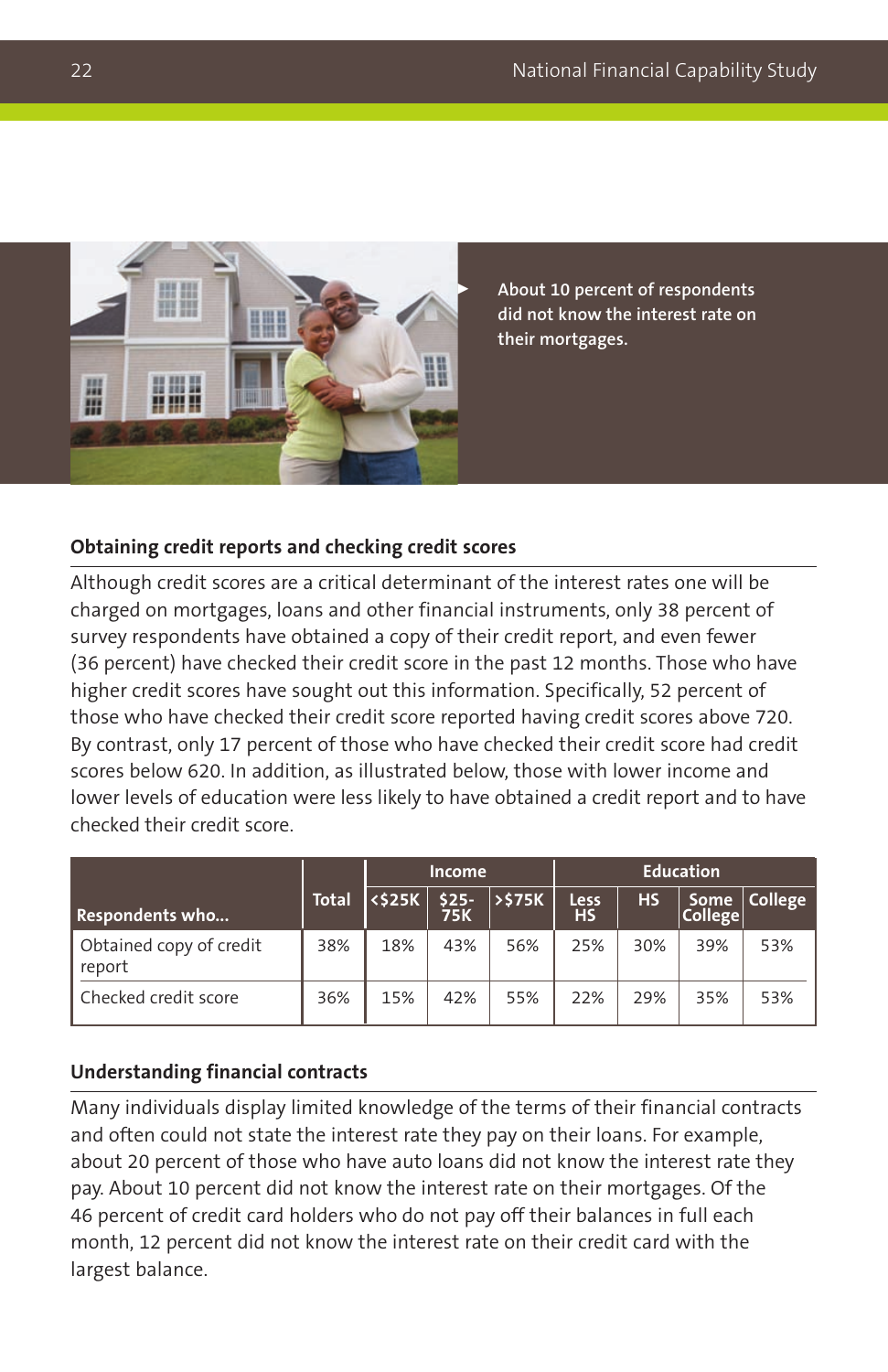About 10 percent of respondents did not know the interest rate on their mortgages.

### Obtaining credit reports and checking credit scores

Although credit scores are a critical determinant of the interest rates one will be charged on mortgages, loans and other financial instruments, only 38 percent of survey respondents have obtained a copy of their credit report, and even fewer (36 percent) have checked their credit score in the past 12 months. Those who have higher credit scores have sought out this information. Specifically, 52 percent of those who have checked their credit score reported having credit scores above 720. By contrast, only 17 percent of those who have checked their credit score had credit scores below 620. In addition, as illustrated below, those with lower income and lower levels of education were less likely to have obtained a credit report and to have checked their credit score.

| Respondents who... | Total | Income | | | Education | | | |
|---|---|---|---|---|---|---|---|---|
| | | <$25K | $25-75K | >$75K | Less HS | HS | Some College | College |
| Obtained copy of credit report | 38% | 18% | 43% | 56% | 25% | 30% | 39% | 53% |
| Checked credit score | 36% | 15% | 42% | 55% | 22% | 29% | 35% | 53% |

### Understanding financial contracts

Many individuals display limited knowledge of the terms of their financial contracts and often could not state the interest rate they pay on their loans. For example, about 20 percent of those who have auto loans did not know the interest rate they pay. About 10 percent did not know the interest rate on their mortgages. Of the 46 percent of credit card holders who do not pay off their balances in full each month, 12 percent did not know the interest rate on their credit card with the largest balance.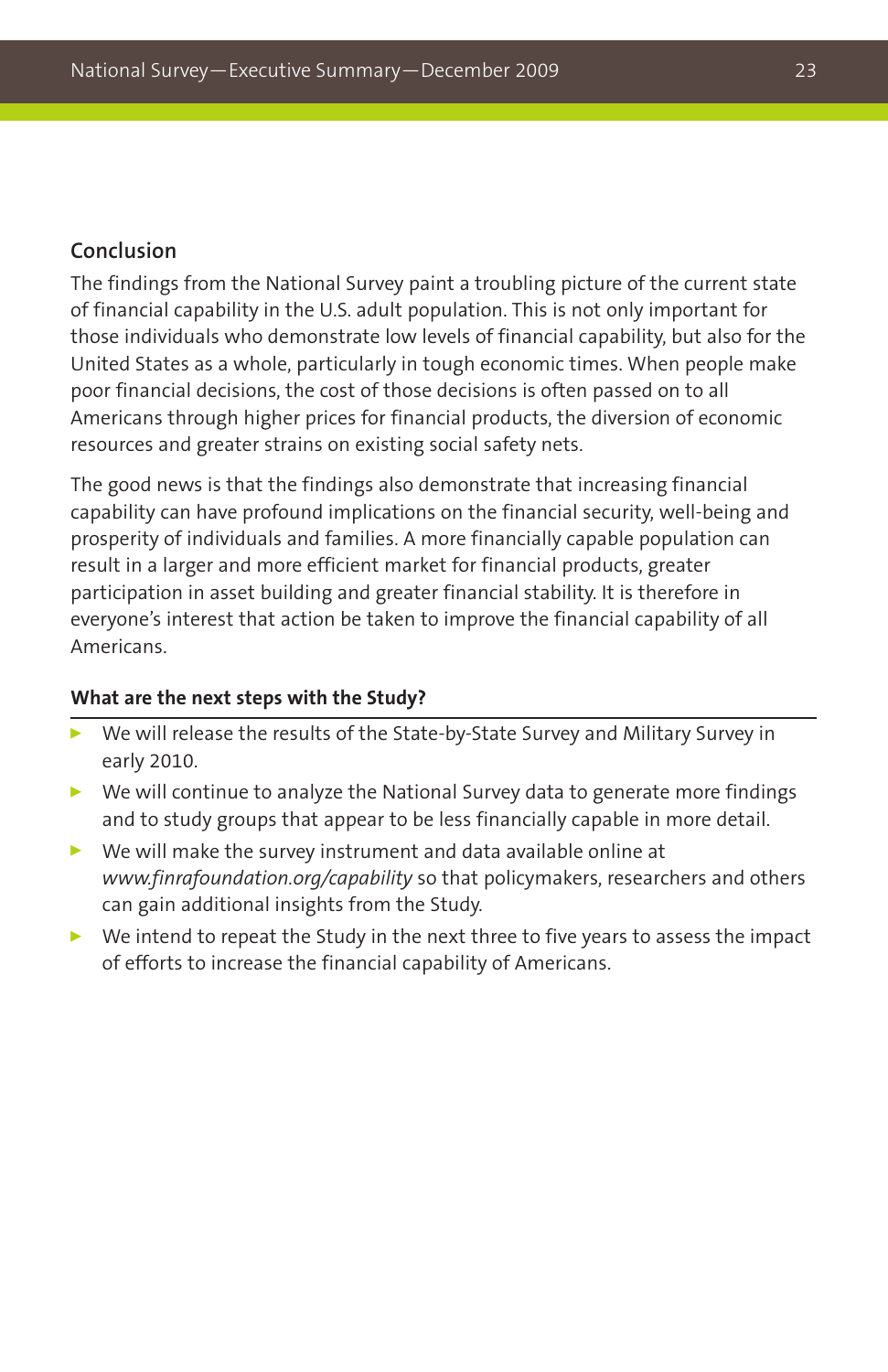## Conclusion

The findings from the National Survey paint a troubling picture of the current state of financial capability in the U.S. adult population. This is not only important for those individuals who demonstrate low levels of financial capability, but also for the United States as a whole, particularly in tough economic times. When people make poor financial decisions, the cost of those decisions is often passed on to all Americans through higher prices for financial products, the diversion of economic resources and greater strains on existing social safety nets.

The good news is that the findings also demonstrate that increasing financial capability can have profound implications on the financial security, well-being and prosperity of individuals and families. A more financially capable population can result in a larger and more efficient market for financial products, greater participation in asset building and greater financial stability. It is therefore in everyone's interest that action be taken to improve the financial capability of all Americans.

### What are the next steps with the Study?

- We will release the results of the State-by-State Survey and Military Survey in early 2010.
- We will continue to analyze the National Survey data to generate more findings and to study groups that appear to be less financially capable in more detail.
- We will make the survey instrument and data available online at *www.finrafoundation.org/capability* so that policymakers, researchers and others can gain additional insights from the Study.
- We intend to repeat the Study in the next three to five years to assess the impact of efforts to increase the financial capability of Americans.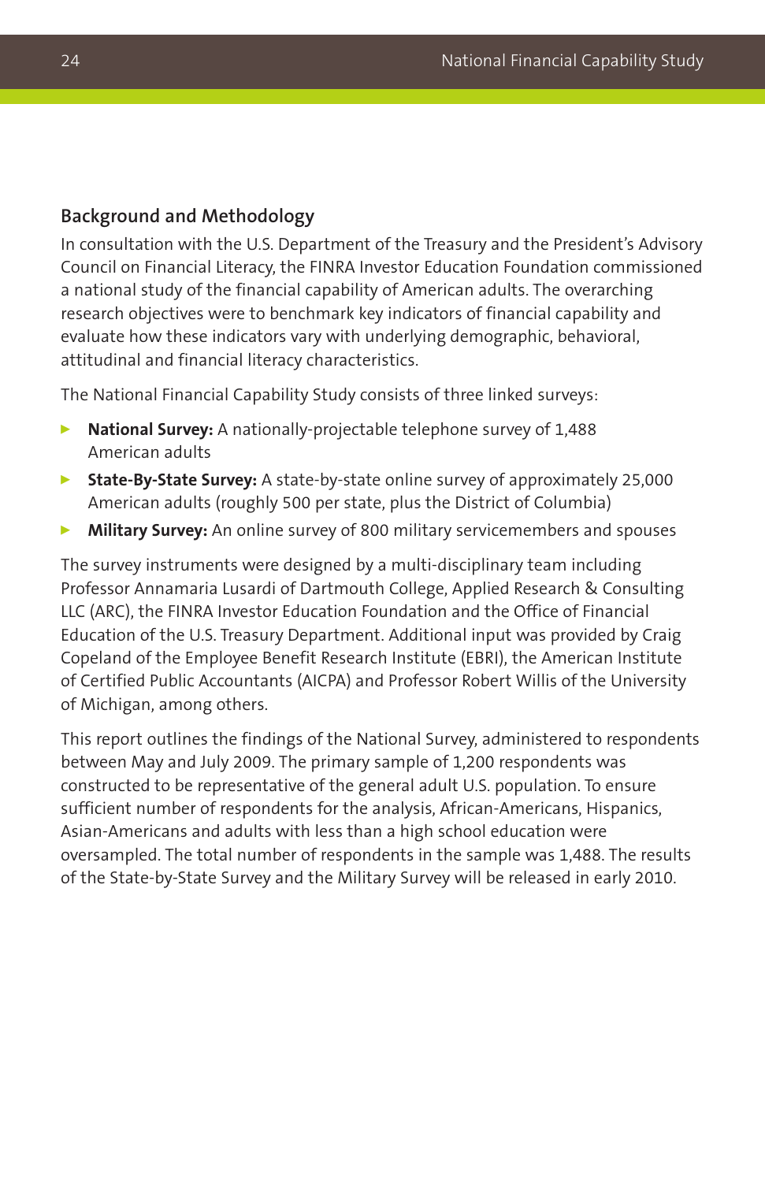## Background and Methodology

In consultation with the U.S. Department of the Treasury and the President's Advisory Council on Financial Literacy, the FINRA Investor Education Foundation commissioned a national study of the financial capability of American adults. The overarching research objectives were to benchmark key indicators of financial capability and evaluate how these indicators vary with underlying demographic, behavioral, attitudinal and financial literacy characteristics.

The National Financial Capability Study consists of three linked surveys:

- **National Survey:** A nationally-projectable telephone survey of 1,488 American adults
- **State-By-State Survey:** A state-by-state online survey of approximately 25,000 American adults (roughly 500 per state, plus the District of Columbia)
- **Military Survey:** An online survey of 800 military servicemembers and spouses

The survey instruments were designed by a multi-disciplinary team including Professor Annamaria Lusardi of Dartmouth College, Applied Research & Consulting LLC (ARC), the FINRA Investor Education Foundation and the Office of Financial Education of the U.S. Treasury Department. Additional input was provided by Craig Copeland of the Employee Benefit Research Institute (EBRI), the American Institute of Certified Public Accountants (AICPA) and Professor Robert Willis of the University of Michigan, among others.

This report outlines the findings of the National Survey, administered to respondents between May and July 2009. The primary sample of 1,200 respondents was constructed to be representative of the general adult U.S. population. To ensure sufficient number of respondents for the analysis, African-Americans, Hispanics, Asian-Americans and adults with less than a high school education were oversampled. The total number of respondents in the sample was 1,488. The results of the State-by-State Survey and the Military Survey will be released in early 2010.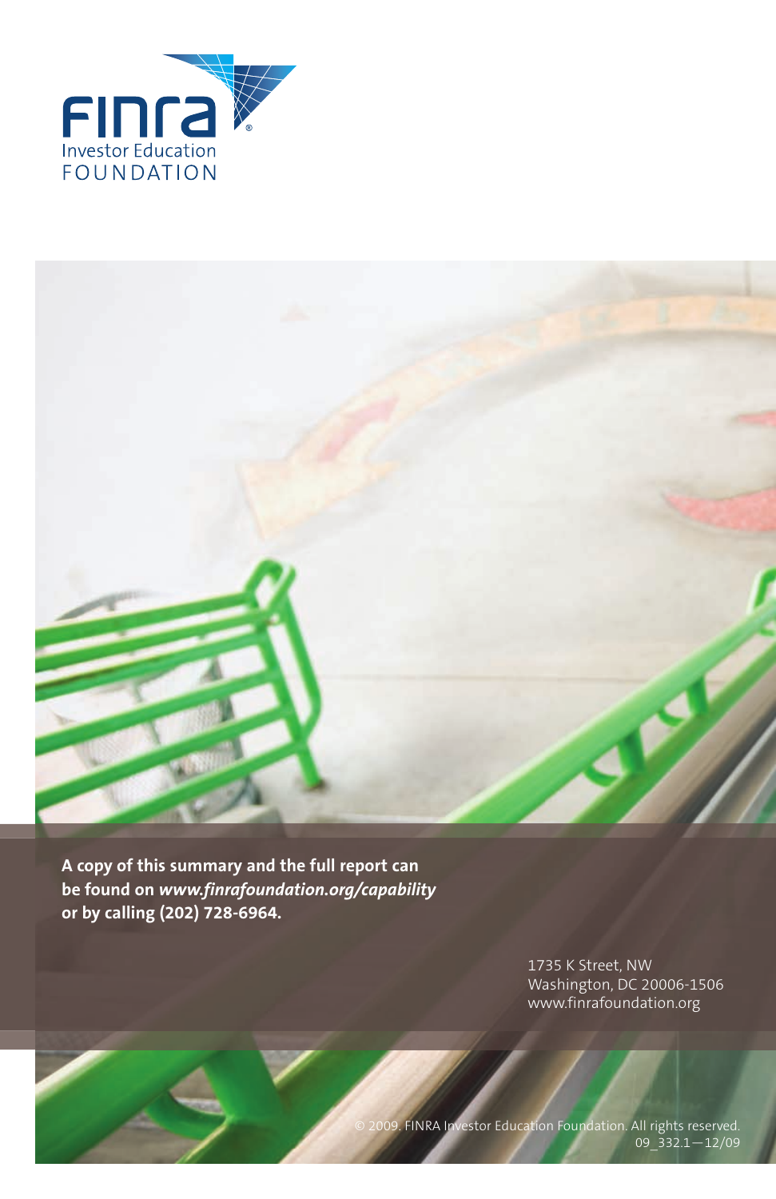FINRA Investor Education FOUNDATION

**A copy of this summary and the full report can be found on *www.finrafoundation.org/capability* or by calling (202) 728-6964.**

1735 K Street, NW
Washington, DC 20006-1506
www.finrafoundation.org

© 2009. FINRA Investor Education Foundation. All rights reserved.
09_332.1—12/09